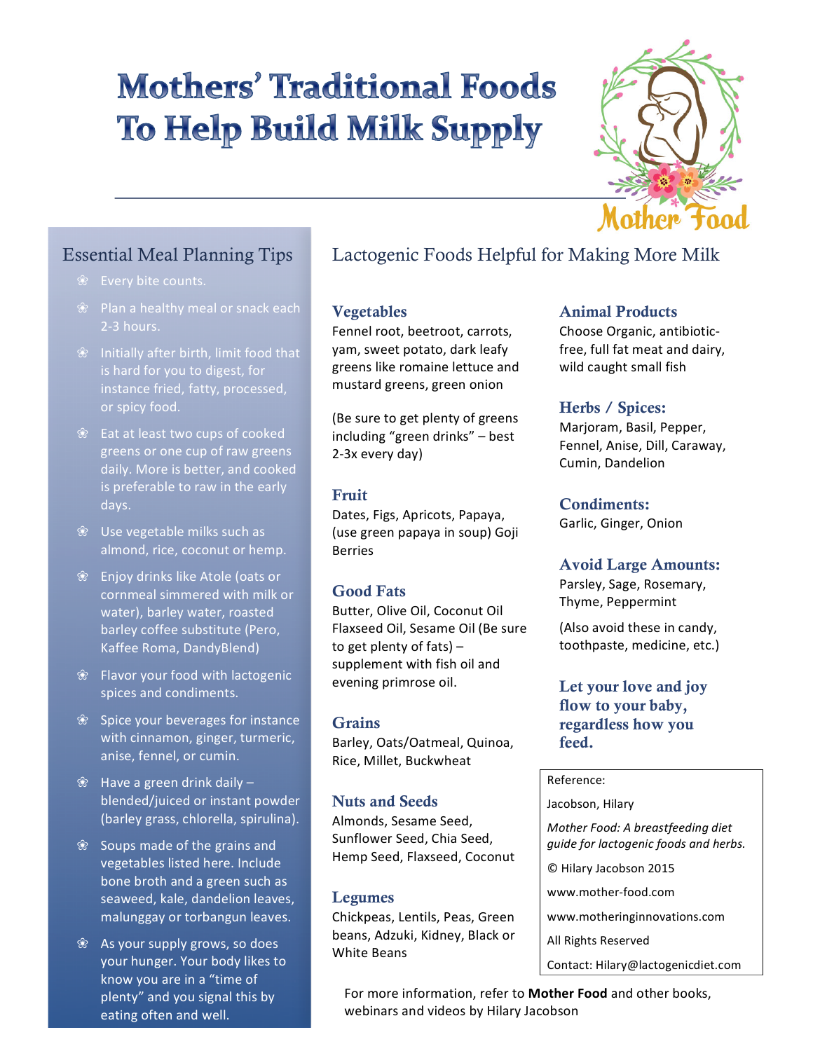# Mothers' Traditional Foods To Help Build Milk Supply

Mother Food

## Essential Meal Planning Tips

- Every bite counts.
- Plan a healthy meal or snack each 2-3 hours.
- Initially after birth, limit food that is hard for you to digest, for instance fried, fatty, processed, or spicy food.
- Eat at least two cups of cooked greens or one cup of raw greens daily. More is better, and cooked is preferable to raw in the early days.
- Use vegetable milks such as almond, rice, coconut or hemp.
- Enjoy drinks like Atole (oats or cornmeal simmered with milk or water), barley water, roasted barley coffee substitute (Pero, Kaffee Roma, DandyBlend)
- Flavor your food with lactogenic spices and condiments.
- Spice your beverages for instance with cinnamon, ginger, turmeric, anise, fennel, or cumin.
- Have a green drink daily – blended/juiced or instant powder (barley grass, chlorella, spirulina).
- Soups made of the grains and vegetables listed here. Include bone broth and a green such as seaweed, kale, dandelion leaves, malunggay or torbangun leaves.
- As your supply grows, so does your hunger. Your body likes to know you are in a "time of plenty" and you signal this by eating often and well.

## Lactogenic Foods Helpful for Making More Milk

### Vegetables

Fennel root, beetroot, carrots, yam, sweet potato, dark leafy greens like romaine lettuce and mustard greens, green onion

(Be sure to get plenty of greens including "green drinks" – best 2-3x every day)

### Fruit

Dates, Figs, Apricots, Papaya, (use green papaya in soup) Goji Berries

### Good Fats

Butter, Olive Oil, Coconut Oil Flaxseed Oil, Sesame Oil (Be sure to get plenty of fats) – supplement with fish oil and evening primrose oil.

### Grains

Barley, Oats/Oatmeal, Quinoa, Rice, Millet, Buckwheat

### Nuts and Seeds

Almonds, Sesame Seed, Sunflower Seed, Chia Seed, Hemp Seed, Flaxseed, Coconut

### Legumes

Chickpeas, Lentils, Peas, Green beans, Adzuki, Kidney, Black or White Beans

### Animal Products

Choose Organic, antibiotic-free, full fat meat and dairy, wild caught small fish

### Herbs / Spices:

Marjoram, Basil, Pepper, Fennel, Anise, Dill, Caraway, Cumin, Dandelion

### Condiments:

Garlic, Ginger, Onion

### Avoid Large Amounts:

Parsley, Sage, Rosemary, Thyme, Peppermint

(Also avoid these in candy, toothpaste, medicine, etc.)

**Let your love and joy flow to your baby, regardless how you feed.**

Reference:

Jacobson, Hilary

*Mother Food: A breastfeeding diet guide for lactogenic foods and herbs.*

© Hilary Jacobson 2015

www.mother-food.com

www.motheringinnovations.com

All Rights Reserved

Contact: Hilary@lactogenicdiet.com

For more information, refer to **Mother Food** and other books, webinars and videos by Hilary Jacobson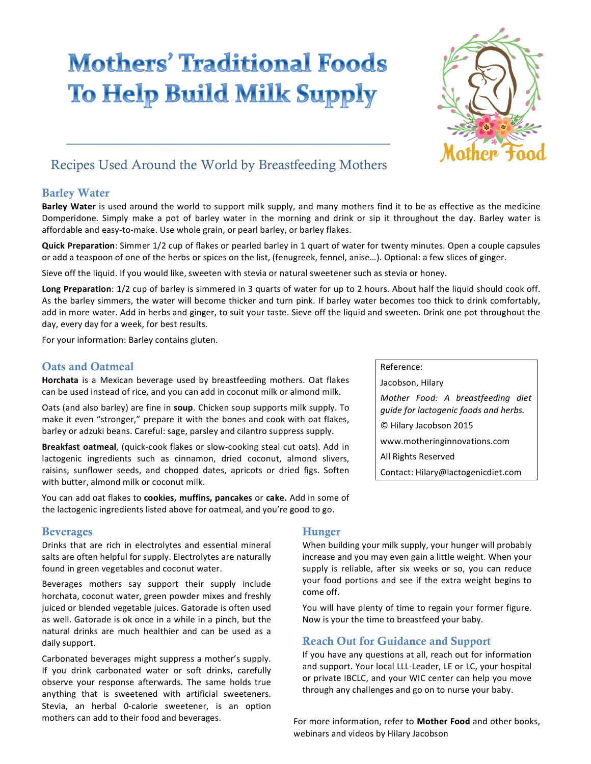# Mothers' Traditional Foods To Help Build Milk Supply

Mother Food

## Recipes Used Around the World by Breastfeeding Mothers

### Barley Water

**Barley Water** is used around the world to support milk supply, and many mothers find it to be as effective as the medicine Domperidone. Simply make a pot of barley water in the morning and drink or sip it throughout the day. Barley water is affordable and easy-to-make. Use whole grain, or pearl barley, or barley flakes.

**Quick Preparation**: Simmer 1/2 cup of flakes or pearled barley in 1 quart of water for twenty minutes. Open a couple capsules or add a teaspoon of one of the herbs or spices on the list, (fenugreek, fennel, anise…). Optional: a few slices of ginger.

Sieve off the liquid. If you would like, sweeten with stevia or natural sweetener such as stevia or honey.

**Long Preparation**: 1/2 cup of barley is simmered in 3 quarts of water for up to 2 hours. About half the liquid should cook off. As the barley simmers, the water will become thicker and turn pink. If barley water becomes too thick to drink comfortably, add in more water. Add in herbs and ginger, to suit your taste. Sieve off the liquid and sweeten. Drink one pot throughout the day, every day for a week, for best results.

For your information: Barley contains gluten.

### Oats and Oatmeal

**Horchata** is a Mexican beverage used by breastfeeding mothers. Oat flakes can be used instead of rice, and you can add in coconut milk or almond milk.

Oats (and also barley) are fine in **soup**. Chicken soup supports milk supply. To make it even "stronger," prepare it with the bones and cook with oat flakes, barley or adzuki beans. Careful: sage, parsley and cilantro suppress supply.

**Breakfast oatmeal**, (quick-cook flakes or slow-cooking steal cut oats). Add in lactogenic ingredients such as cinnamon, dried coconut, almond slivers, raisins, sunflower seeds, and chopped dates, apricots or dried figs. Soften with butter, almond milk or coconut milk.

You can add oat flakes to **cookies, muffins, pancakes** or **cake.** Add in some of the lactogenic ingredients listed above for oatmeal, and you're good to go.

Reference:

Jacobson, Hilary

*Mother Food: A breastfeeding diet guide for lactogenic foods and herbs.*

© Hilary Jacobson 2015

www.motheringinnovations.com

All Rights Reserved

Contact: Hilary@lactogenicdiet.com

### Beverages

Drinks that are rich in electrolytes and essential mineral salts are often helpful for supply. Electrolytes are naturally found in green vegetables and coconut water.

Beverages mothers say support their supply include horchata, coconut water, green powder mixes and freshly juiced or blended vegetable juices. Gatorade is often used as well. Gatorade is ok once in a while in a pinch, but the natural drinks are much healthier and can be used as a daily support.

Carbonated beverages might suppress a mother's supply. If you drink carbonated water or soft drinks, carefully observe your response afterwards. The same holds true anything that is sweetened with artificial sweeteners. Stevia, an herbal 0-calorie sweetener, is an option mothers can add to their food and beverages.

### Hunger

When building your milk supply, your hunger will probably increase and you may even gain a little weight. When your supply is reliable, after six weeks or so, you can reduce your food portions and see if the extra weight begins to come off.

You will have plenty of time to regain your former figure. Now is your the time to breastfeed your baby.

### Reach Out for Guidance and Support

If you have any questions at all, reach out for information and support. Your local LLL-Leader, LE or LC, your hospital or private IBCLC, and your WIC center can help you move through any challenges and go on to nurse your baby.

For more information, refer to **Mother Food** and other books, webinars and videos by Hilary Jacobson